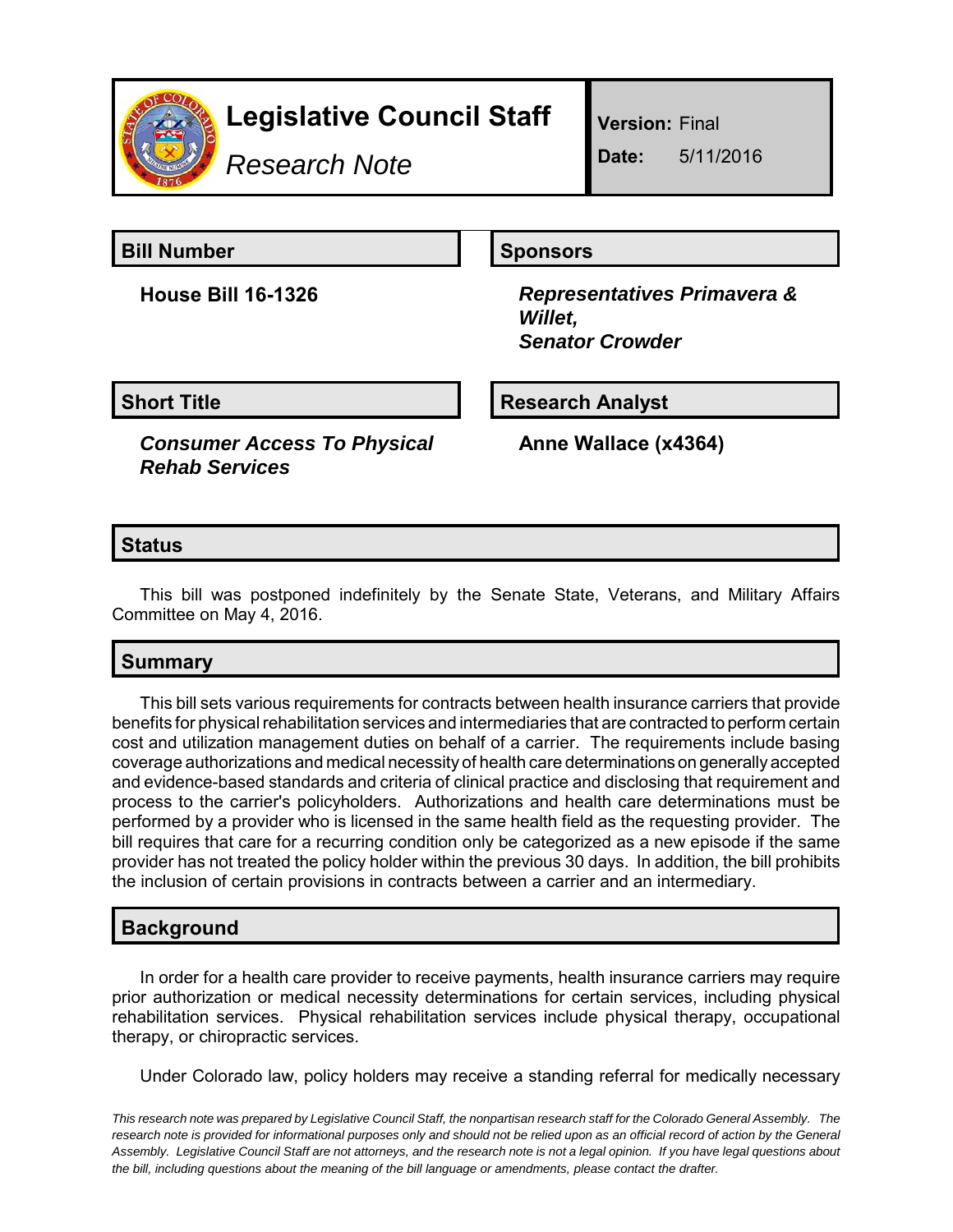# Legislative Council Staff

*Research Note*

**Version:** Final

**Date:** 5/11/2016

## Bill Number

**House Bill 16-1326**

## Sponsors

***Representatives Primavera & Willet,***
***Senator Crowder***

## Short Title

***Consumer Access To Physical Rehab Services***

## Research Analyst

**Anne Wallace (x4364)**

## Status

This bill was postponed indefinitely by the Senate State, Veterans, and Military Affairs Committee on May 4, 2016.

## Summary

This bill sets various requirements for contracts between health insurance carriers that provide benefits for physical rehabilitation services and intermediaries that are contracted to perform certain cost and utilization management duties on behalf of a carrier. The requirements include basing coverage authorizations and medical necessity of health care determinations on generally accepted and evidence-based standards and criteria of clinical practice and disclosing that requirement and process to the carrier's policyholders. Authorizations and health care determinations must be performed by a provider who is licensed in the same health field as the requesting provider. The bill requires that care for a recurring condition only be categorized as a new episode if the same provider has not treated the policy holder within the previous 30 days. In addition, the bill prohibits the inclusion of certain provisions in contracts between a carrier and an intermediary.

## Background

In order for a health care provider to receive payments, health insurance carriers may require prior authorization or medical necessity determinations for certain services, including physical rehabilitation services. Physical rehabilitation services include physical therapy, occupational therapy, or chiropractic services.

Under Colorado law, policy holders may receive a standing referral for medically necessary

*This research note was prepared by Legislative Council Staff, the nonpartisan research staff for the Colorado General Assembly. The research note is provided for informational purposes only and should not be relied upon as an official record of action by the General Assembly. Legislative Council Staff are not attorneys, and the research note is not a legal opinion. If you have legal questions about the bill, including questions about the meaning of the bill language or amendments, please contact the drafter.*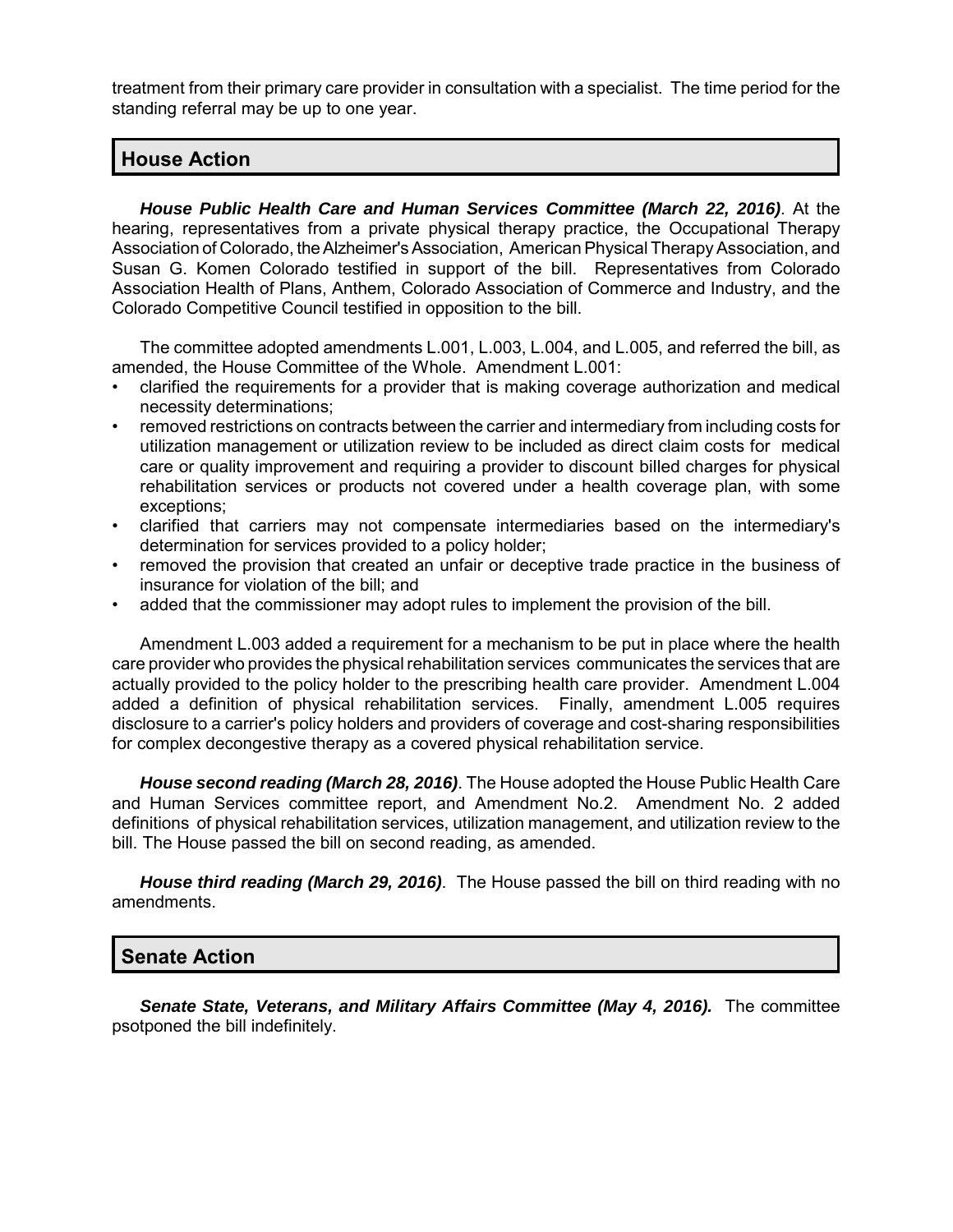treatment from their primary care provider in consultation with a specialist. The time period for the standing referral may be up to one year.

## House Action

***House Public Health Care and Human Services Committee (March 22, 2016)***. At the hearing, representatives from a private physical therapy practice, the Occupational Therapy Association of Colorado, the Alzheimer's Association, American Physical Therapy Association, and Susan G. Komen Colorado testified in support of the bill. Representatives from Colorado Association Health of Plans, Anthem, Colorado Association of Commerce and Industry, and the Colorado Competitive Council testified in opposition to the bill.

The committee adopted amendments L.001, L.003, L.004, and L.005, and referred the bill, as amended, the House Committee of the Whole. Amendment L.001:

- clarified the requirements for a provider that is making coverage authorization and medical necessity determinations;
- removed restrictions on contracts between the carrier and intermediary from including costs for utilization management or utilization review to be included as direct claim costs for medical care or quality improvement and requiring a provider to discount billed charges for physical rehabilitation services or products not covered under a health coverage plan, with some exceptions;
- clarified that carriers may not compensate intermediaries based on the intermediary's determination for services provided to a policy holder;
- removed the provision that created an unfair or deceptive trade practice in the business of insurance for violation of the bill; and
- added that the commissioner may adopt rules to implement the provision of the bill.

Amendment L.003 added a requirement for a mechanism to be put in place where the health care provider who provides the physical rehabilitation services communicates the services that are actually provided to the policy holder to the prescribing health care provider. Amendment L.004 added a definition of physical rehabilitation services. Finally, amendment L.005 requires disclosure to a carrier's policy holders and providers of coverage and cost-sharing responsibilities for complex decongestive therapy as a covered physical rehabilitation service.

***House second reading (March 28, 2016)***. The House adopted the House Public Health Care and Human Services committee report, and Amendment No.2. Amendment No. 2 added definitions of physical rehabilitation services, utilization management, and utilization review to the bill. The House passed the bill on second reading, as amended.

***House third reading (March 29, 2016)***. The House passed the bill on third reading with no amendments.

## Senate Action

***Senate State, Veterans, and Military Affairs Committee (May 4, 2016).*** The committee psotponed the bill indefinitely.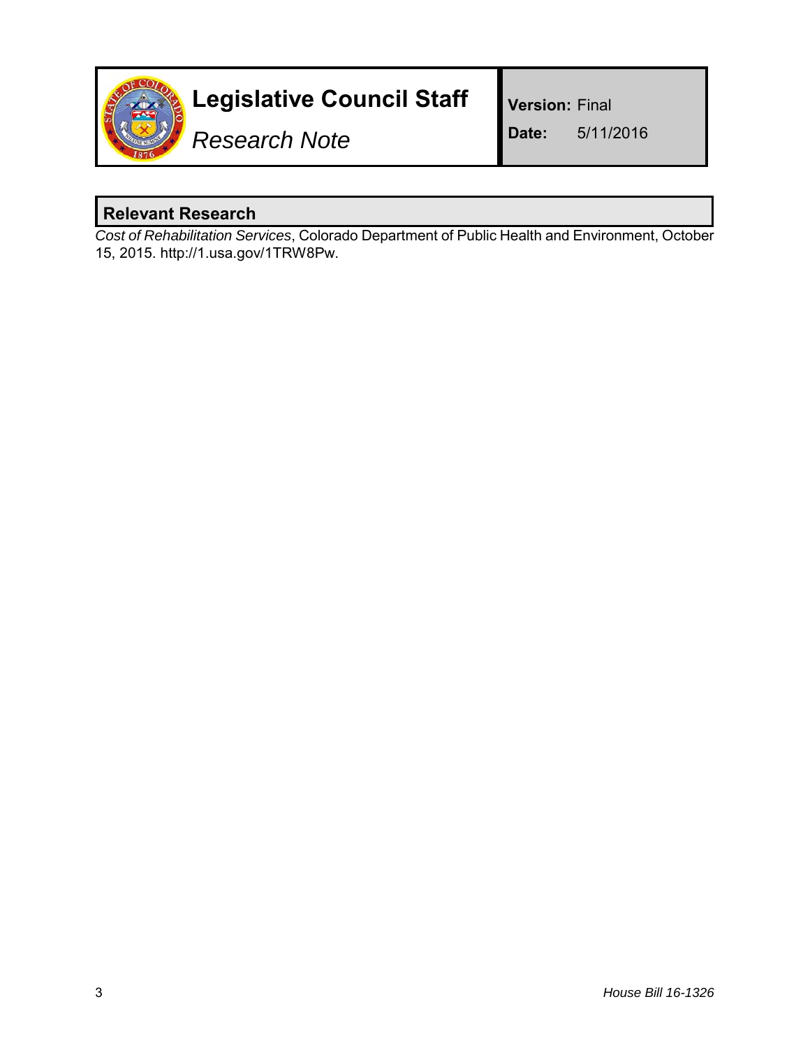**Legislative Council Staff**

*Research Note*

**Version:** Final

**Date:** 5/11/2016

## Relevant Research

*Cost of Rehabilitation Services*, Colorado Department of Public Health and Environment, October 15, 2015. http://1.usa.gov/1TRW8Pw.